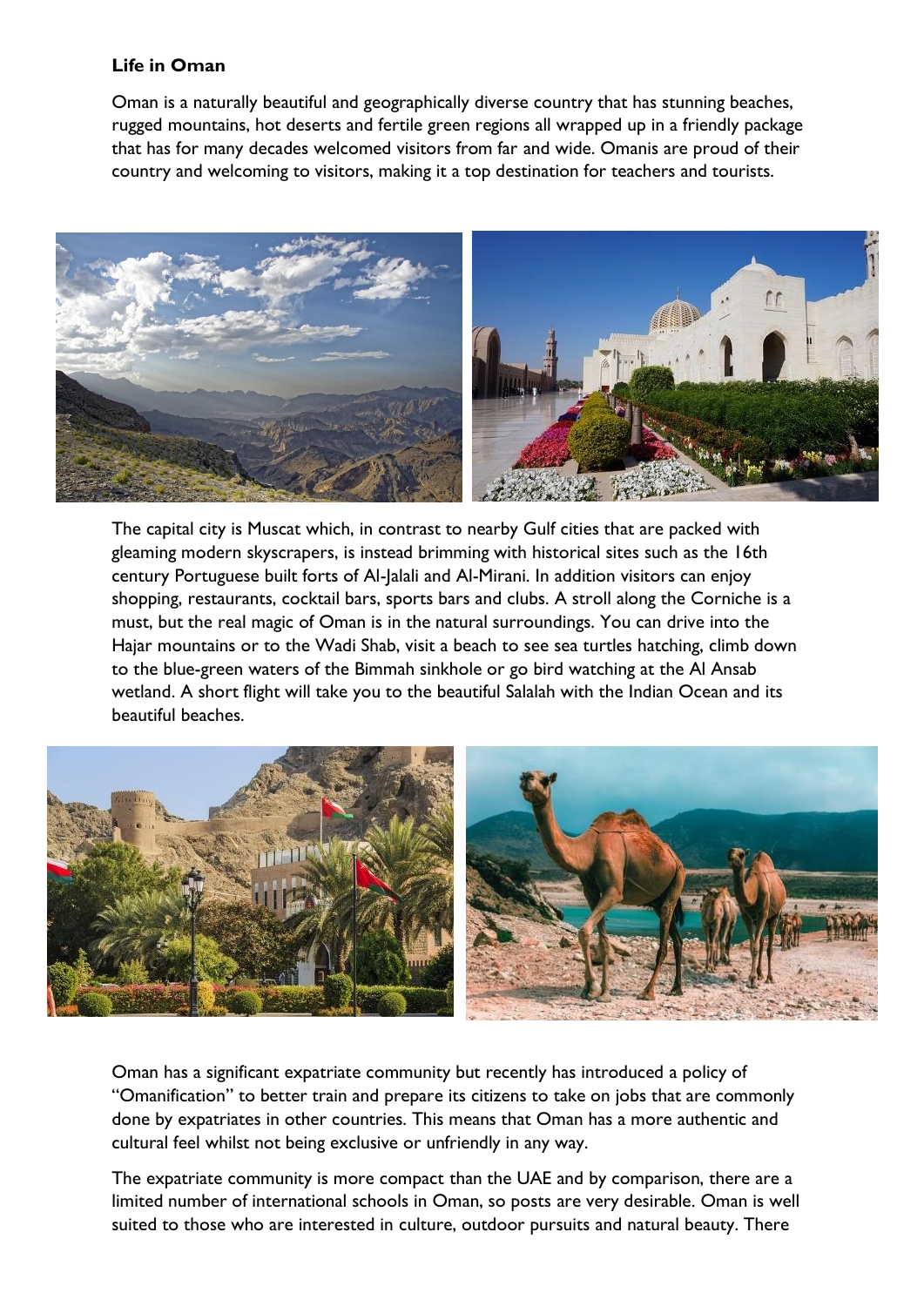## Life in Oman

Oman is a naturally beautiful and geographically diverse country that has stunning beaches, rugged mountains, hot deserts and fertile green regions all wrapped up in a friendly package that has for many decades welcomed visitors from far and wide. Omanis are proud of their country and welcoming to visitors, making it a top destination for teachers and tourists.

The capital city is Muscat which, in contrast to nearby Gulf cities that are packed with gleaming modern skyscrapers, is instead brimming with historical sites such as the 16th century Portuguese built forts of Al-Jalali and Al-Mirani. In addition visitors can enjoy shopping, restaurants, cocktail bars, sports bars and clubs. A stroll along the Corniche is a must, but the real magic of Oman is in the natural surroundings. You can drive into the Hajar mountains or to the Wadi Shab, visit a beach to see sea turtles hatching, climb down to the blue-green waters of the Bimmah sinkhole or go bird watching at the Al Ansab wetland. A short flight will take you to the beautiful Salalah with the Indian Ocean and its beautiful beaches.

Oman has a significant expatriate community but recently has introduced a policy of "Omanification" to better train and prepare its citizens to take on jobs that are commonly done by expatriates in other countries. This means that Oman has a more authentic and cultural feel whilst not being exclusive or unfriendly in any way.

The expatriate community is more compact than the UAE and by comparison, there are a limited number of international schools in Oman, so posts are very desirable. Oman is well suited to those who are interested in culture, outdoor pursuits and natural beauty. There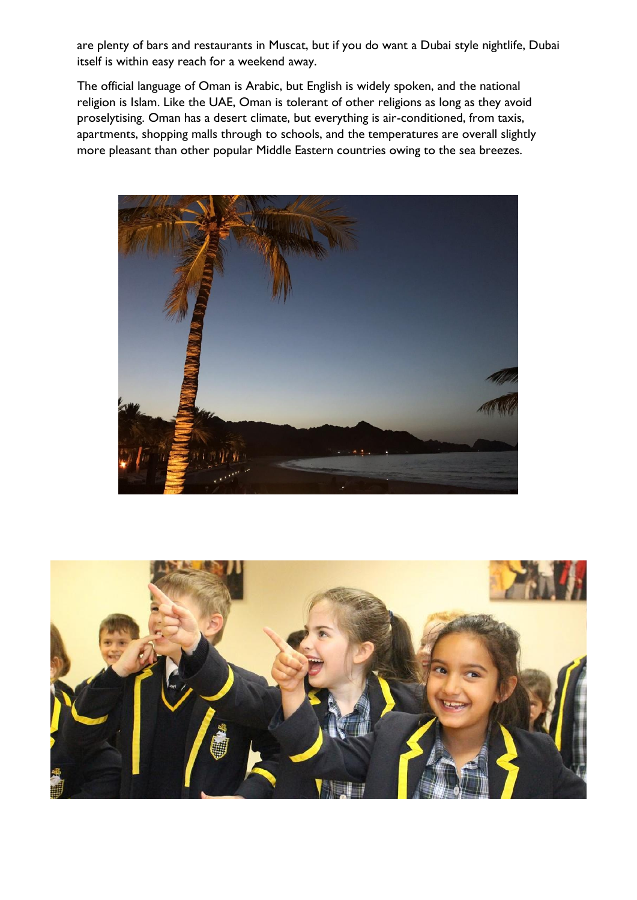are plenty of bars and restaurants in Muscat, but if you do want a Dubai style nightlife, Dubai itself is within easy reach for a weekend away.

The official language of Oman is Arabic, but English is widely spoken, and the national religion is Islam. Like the UAE, Oman is tolerant of other religions as long as they avoid proselytising. Oman has a desert climate, but everything is air-conditioned, from taxis, apartments, shopping malls through to schools, and the temperatures are overall slightly more pleasant than other popular Middle Eastern countries owing to the sea breezes.